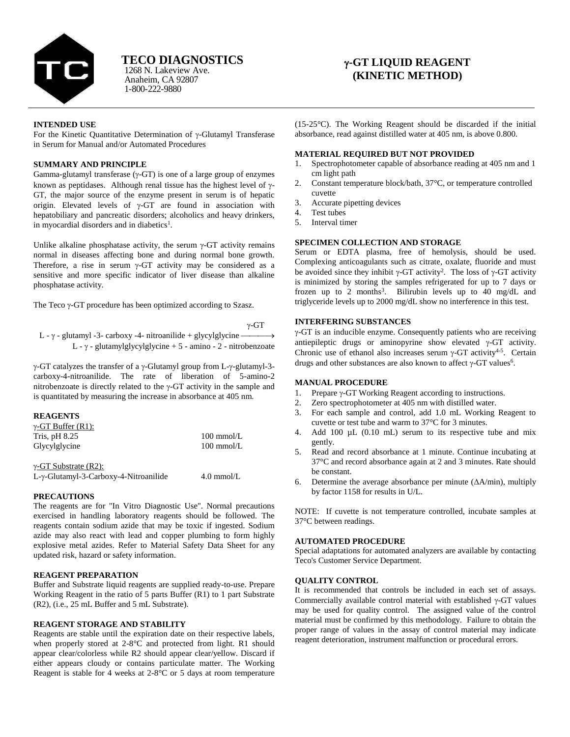**TECO DIAGNOSTICS**
1268 N. Lakeview Ave.
Anaheim, CA 92807
1-800-222-9880

# γ-GT LIQUID REAGENT (KINETIC METHOD)

## INTENDED USE

For the Kinetic Quantitative Determination of γ-Glutamyl Transferase in Serum for Manual and/or Automated Procedures

## SUMMARY AND PRINCIPLE

Gamma-glutamyl transferase (γ-GT) is one of a large group of enzymes known as peptidases. Although renal tissue has the highest level of γ-GT, the major source of the enzyme present in serum is of hepatic origin. Elevated levels of γ-GT are found in association with hepatobiliary and pancreatic disorders; alcoholics and heavy drinkers, in myocardial disorders and in diabetics[1].

Unlike alkaline phosphatase activity, the serum γ-GT activity remains normal in diseases affecting bone and during normal bone growth. Therefore, a rise in serum γ-GT activity may be considered as a sensitive and more specific indicator of liver disease than alkaline phosphatase activity.

The Teco γ-GT procedure has been optimized according to Szasz.

$$\text{L - }\gamma\text{ - glutamyl -3- carboxy -4- nitroanilide + glycylglycine} \xrightarrow{\gamma\text{-GT}} \text{L - }\gamma\text{ - glutamylglycylglycine + 5 - amino - 2 - nitrobenzoate}$$

γ-GT catalyzes the transfer of a γ-Glutamyl group from L-γ-glutamyl-3-carboxy-4-nitroanilide. The rate of liberation of 5-amino-2 nitrobenzoate is directly related to the γ-GT activity in the sample and is quantitated by measuring the increase in absorbance at 405 nm.

## REAGENTS

γ-GT Buffer (R1):

| | |
|---|---|
| Tris, pH 8.25 | 100 mmol/L |
| Glycylglycine | 100 mmol/L |

γ-GT Substrate (R2):

| | |
|---|---|
| L-γ-Glutamyl-3-Carboxy-4-Nitroanilide | 4.0 mmol/L |

## PRECAUTIONS

The reagents are for "In Vitro Diagnostic Use". Normal precautions exercised in handling laboratory reagents should be followed. The reagents contain sodium azide that may be toxic if ingested. Sodium azide may also react with lead and copper plumbing to form highly explosive metal azides. Refer to Material Safety Data Sheet for any updated risk, hazard or safety information.

## REAGENT PREPARATION

Buffer and Substrate liquid reagents are supplied ready-to-use. Prepare Working Reagent in the ratio of 5 parts Buffer (R1) to 1 part Substrate (R2), (i.e., 25 mL Buffer and 5 mL Substrate).

## REAGENT STORAGE AND STABILITY

Reagents are stable until the expiration date on their respective labels, when properly stored at 2-8°C and protected from light. R1 should appear clear/colorless while R2 should appear clear/yellow. Discard if either appears cloudy or contains particulate matter. The Working Reagent is stable for 4 weeks at 2-8°C or 5 days at room temperature (15-25°C). The Working Reagent should be discarded if the initial absorbance, read against distilled water at 405 nm, is above 0.800.

## MATERIAL REQUIRED BUT NOT PROVIDED

1. Spectrophotometer capable of absorbance reading at 405 nm and 1 cm light path
2. Constant temperature block/bath, 37°C, or temperature controlled cuvette
3. Accurate pipetting devices
4. Test tubes
5. Interval timer

## SPECIMEN COLLECTION AND STORAGE

Serum or EDTA plasma, free of hemolysis, should be used. Complexing anticoagulants such as citrate, oxalate, fluoride and must be avoided since they inhibit γ-GT activity[2]. The loss of γ-GT activity is minimized by storing the samples refrigerated for up to 7 days or frozen up to 2 months[3]. Bilirubin levels up to 40 mg/dL and triglyceride levels up to 2000 mg/dL show no interference in this test.

## INTERFERING SUBSTANCES

γ-GT is an inducible enzyme. Consequently patients who are receiving antiepileptic drugs or aminopyrine show elevated γ-GT activity. Chronic use of ethanol also increases serum γ-GT activity[4-5]. Certain drugs and other substances are also known to affect γ-GT values[6].

## MANUAL PROCEDURE

1. Prepare γ-GT Working Reagent according to instructions.
2. Zero spectrophotometer at 405 nm with distilled water.
3. For each sample and control, add 1.0 mL Working Reagent to cuvette or test tube and warm to 37°C for 3 minutes.
4. Add 100 µL (0.10 mL) serum to its respective tube and mix gently.
5. Read and record absorbance at 1 minute. Continue incubating at 37°C and record absorbance again at 2 and 3 minutes. Rate should be constant.
6. Determine the average absorbance per minute (ΔA/min), multiply by factor 1158 for results in U/L.

NOTE: If cuvette is not temperature controlled, incubate samples at 37°C between readings.

## AUTOMATED PROCEDURE

Special adaptations for automated analyzers are available by contacting Teco's Customer Service Department.

## QUALITY CONTROL

It is recommended that controls be included in each set of assays. Commercially available control material with established γ-GT values may be used for quality control. The assigned value of the control material must be confirmed by this methodology. Failure to obtain the proper range of values in the assay of control material may indicate reagent deterioration, instrument malfunction or procedural errors.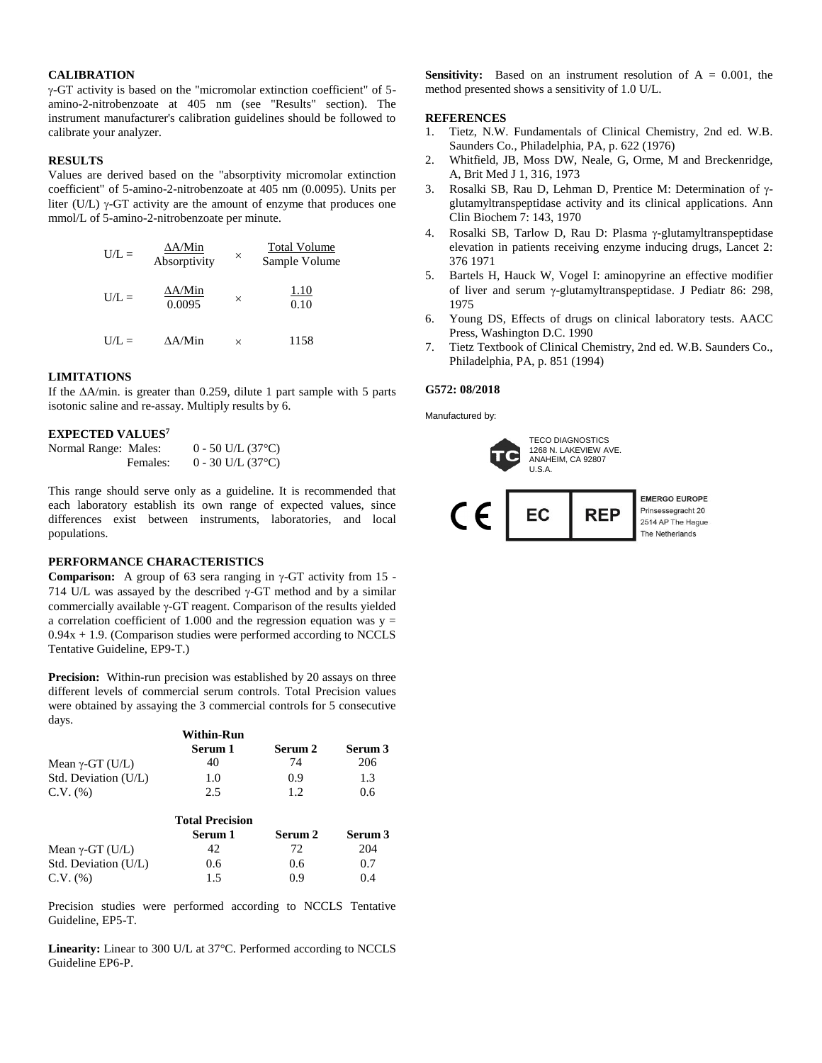## CALIBRATION

γ-GT activity is based on the "micromolar extinction coefficient" of 5-amino-2-nitrobenzoate at 405 nm (see "Results" section). The instrument manufacturer's calibration guidelines should be followed to calibrate your analyzer.

## RESULTS

Values are derived based on the "absorptivity micromolar extinction coefficient" of 5-amino-2-nitrobenzoate at 405 nm (0.0095). Units per liter (U/L) γ-GT activity are the amount of enzyme that produces one mmol/L of 5-amino-2-nitrobenzoate per minute.

$$U/L = \frac{\Delta A/Min}{Absorptivity} \times \frac{Total\ Volume}{Sample\ Volume}$$

$$U/L = \frac{\Delta A/Min}{0.0095} \times \frac{1.10}{0.10}$$

$$U/L = \Delta A/Min \times 1158$$

## LIMITATIONS

If the ΔA/min. is greater than 0.259, dilute 1 part sample with 5 parts isotonic saline and re-assay. Multiply results by 6.

## EXPECTED VALUES[7]

| | | |
|---|---|---|
| Normal Range: | Males: | 0 - 50 U/L (37°C) |
| | Females: | 0 - 30 U/L (37°C) |

This range should serve only as a guideline. It is recommended that each laboratory establish its own range of expected values, since differences exist between instruments, laboratories, and local populations.

## PERFORMANCE CHARACTERISTICS

**Comparison:** A group of 63 sera ranging in γ-GT activity from 15 - 714 U/L was assayed by the described γ-GT method and by a similar commercially available γ-GT reagent. Comparison of the results yielded a correlation coefficient of 1.000 and the regression equation was $y = 0.94x + 1.9$. (Comparison studies were performed according to NCCLS Tentative Guideline, EP9-T.)

**Precision:** Within-run precision was established by 20 assays on three different levels of commercial serum controls. Total Precision values were obtained by assaying the 3 commercial controls for 5 consecutive days.

| Within-Run | Serum 1 | Serum 2 | Serum 3 |
|---|---|---|---|
| Mean γ-GT (U/L) | 40 | 74 | 206 |
| Std. Deviation (U/L) | 1.0 | 0.9 | 1.3 |
| C.V. (%) | 2.5 | 1.2 | 0.6 |

| Total Precision | Serum 1 | Serum 2 | Serum 3 |
|---|---|---|---|
| Mean γ-GT (U/L) | 42 | 72 | 204 |
| Std. Deviation (U/L) | 0.6 | 0.6 | 0.7 |
| C.V. (%) | 1.5 | 0.9 | 0.4 |

Precision studies were performed according to NCCLS Tentative Guideline, EP5-T.

**Linearity:** Linear to 300 U/L at 37°C. Performed according to NCCLS Guideline EP6-P.

**Sensitivity:** Based on an instrument resolution of A = 0.001, the method presented shows a sensitivity of 1.0 U/L.

## REFERENCES

1. Tietz, N.W. Fundamentals of Clinical Chemistry, 2nd ed. W.B. Saunders Co., Philadelphia, PA, p. 622 (1976)
2. Whitfield, JB, Moss DW, Neale, G, Orme, M and Breckenridge, A, Brit Med J 1, 316, 1973
3. Rosalki SB, Rau D, Lehman D, Prentice M: Determination of γ-glutamyltranspeptidase activity and its clinical applications. Ann Clin Biochem 7: 143, 1970
4. Rosalki SB, Tarlow D, Rau D: Plasma γ-glutamyltranspeptidase elevation in patients receiving enzyme inducing drugs, Lancet 2: 376 1971
5. Bartels H, Hauck W, Vogel I: aminopyrine an effective modifier of liver and serum γ-glutamyltranspeptidase. J Pediatr 86: 298, 1975
6. Young DS, Effects of drugs on clinical laboratory tests. AACC Press, Washington D.C. 1990
7. Tietz Textbook of Clinical Chemistry, 2nd ed. W.B. Saunders Co., Philadelphia, PA, p. 851 (1994)

**G572: 08/2018**

Manufactured by:

TECO DIAGNOSTICS
1268 N. LAKEVIEW AVE.
ANAHEIM, CA 92807
U.S.A.

CE | EC | REP

EMERGO EUROPE
Prinsessegracht 20
2514 AP The Hague
The Netherlands